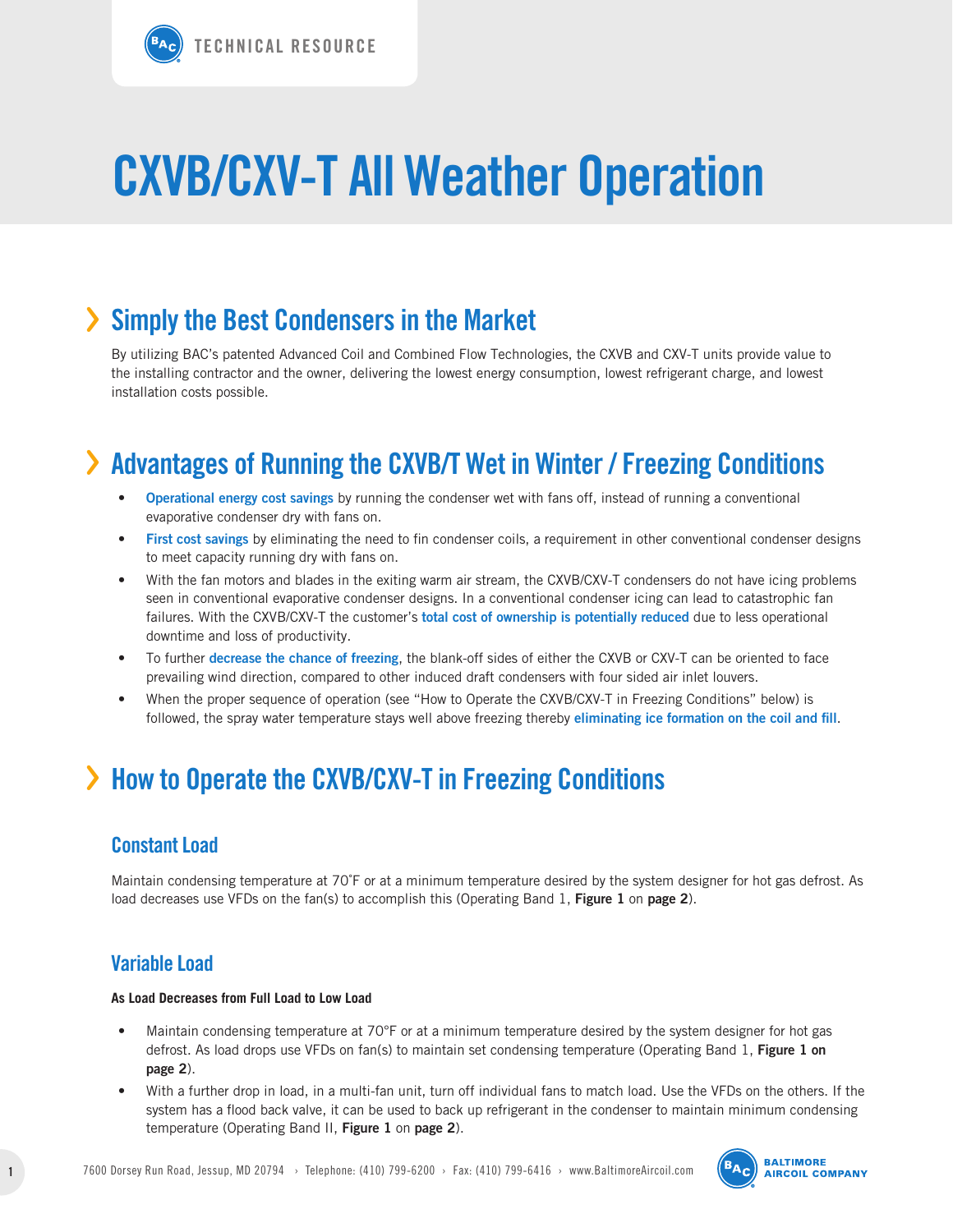TECHNICAL RESOURCE

# CXVB/CXV-T All Weather Operation

## Simply the Best Condensers in the Market

By utilizing BAC's patented Advanced Coil and Combined Flow Technologies, the CXVB and CXV-T units provide value to the installing contractor and the owner, delivering the lowest energy consumption, lowest refrigerant charge, and lowest installation costs possible.

## Advantages of Running the CXVB/T Wet in Winter / Freezing Conditions

- **Operational energy cost savings** by running the condenser wet with fans off, instead of running a conventional evaporative condenser dry with fans on.
- **First cost savings** by eliminating the need to fin condenser coils, a requirement in other conventional condenser designs to meet capacity running dry with fans on.
- With the fan motors and blades in the exiting warm air stream, the CXVB/CXV-T condensers do not have icing problems seen in conventional evaporative condenser designs. In a conventional condenser icing can lead to catastrophic fan failures. With the CXVB/CXV-T the customer's **total cost of ownership is potentially reduced** due to less operational downtime and loss of productivity.
- To further **decrease the chance of freezing**, the blank-off sides of either the CXVB or CXV-T can be oriented to face prevailing wind direction, compared to other induced draft condensers with four sided air inlet louvers.
- When the proper sequence of operation (see "How to Operate the CXVB/CXV-T in Freezing Conditions" below) is followed, the spray water temperature stays well above freezing thereby **eliminating ice formation on the coil and fill**.

## How to Operate the CXVB/CXV-T in Freezing Conditions

### Constant Load

Maintain condensing temperature at 70˚F or at a minimum temperature desired by the system designer for hot gas defrost. As load decreases use VFDs on the fan(s) to accomplish this (Operating Band 1, **Figure 1** on **page 2**).

### Variable Load

**As Load Decreases from Full Load to Low Load**

- Maintain condensing temperature at 70°F or at a minimum temperature desired by the system designer for hot gas defrost. As load drops use VFDs on fan(s) to maintain set condensing temperature (Operating Band 1, **Figure 1 on page 2**).
- With a further drop in load, in a multi-fan unit, turn off individual fans to match load. Use the VFDs on the others. If the system has a flood back valve, it can be used to back up refrigerant in the condenser to maintain minimum condensing temperature (Operating Band II, **Figure 1** on **page 2**).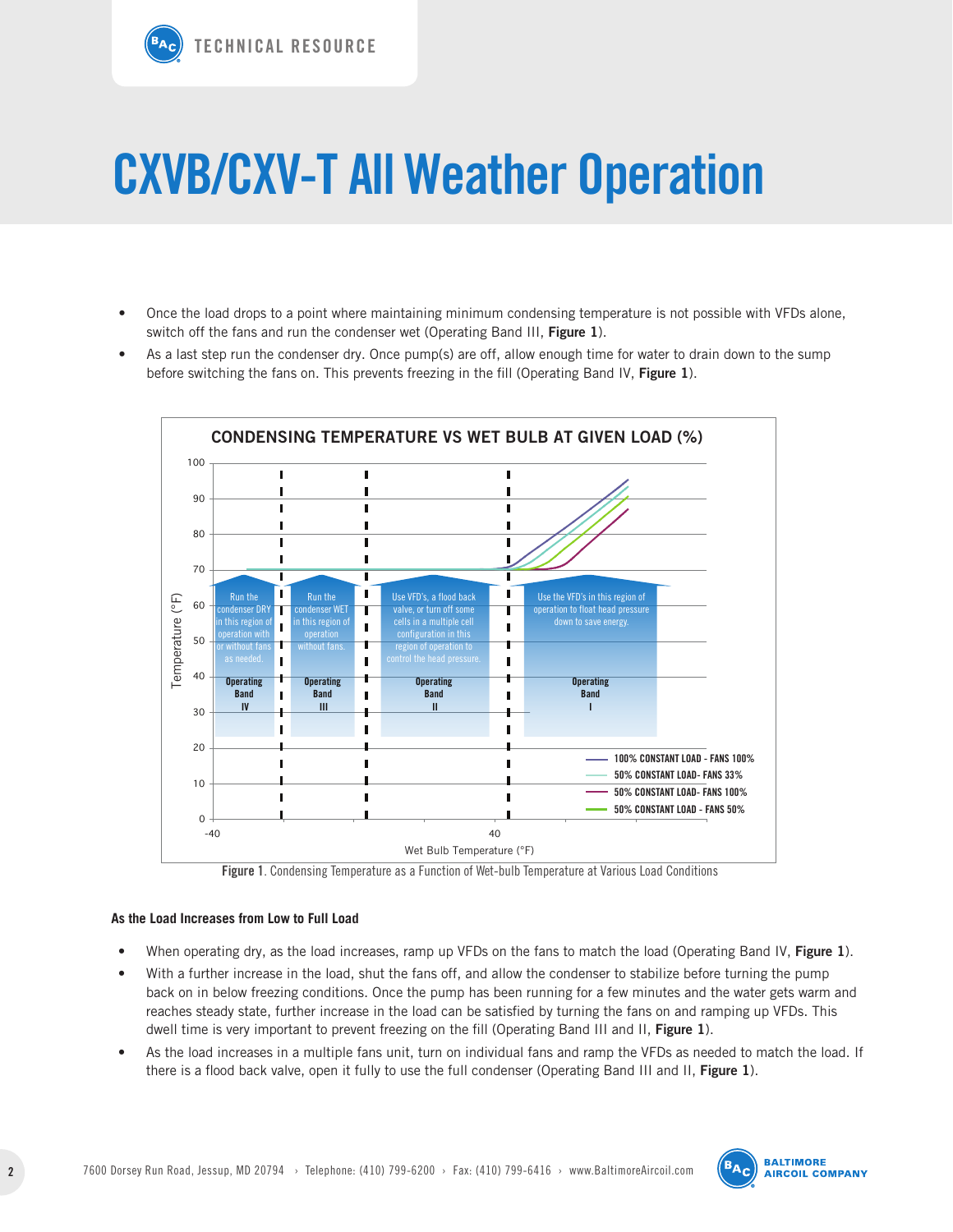# CXVB/CXV-T All Weather Operation

- Once the load drops to a point where maintaining minimum condensing temperature is not possible with VFDs alone, switch off the fans and run the condenser wet (Operating Band III, **Figure 1**).
- As a last step run the condenser dry. Once pump(s) are off, allow enough time for water to drain down to the sump before switching the fans on. This prevents freezing in the fill (Operating Band IV, **Figure 1**).

**Figure 1**. Condensing Temperature as a Function of Wet-bulb Temperature at Various Load Conditions

#### As the Load Increases from Low to Full Load

- When operating dry, as the load increases, ramp up VFDs on the fans to match the load (Operating Band IV, **Figure 1**).
- With a further increase in the load, shut the fans off, and allow the condenser to stabilize before turning the pump back on in below freezing conditions. Once the pump has been running for a few minutes and the water gets warm and reaches steady state, further increase in the load can be satisfied by turning the fans on and ramping up VFDs. This dwell time is very important to prevent freezing on the fill (Operating Band III and II, **Figure 1**).
- As the load increases in a multiple fans unit, turn on individual fans and ramp the VFDs as needed to match the load. If there is a flood back valve, open it fully to use the full condenser (Operating Band III and II, **Figure 1**).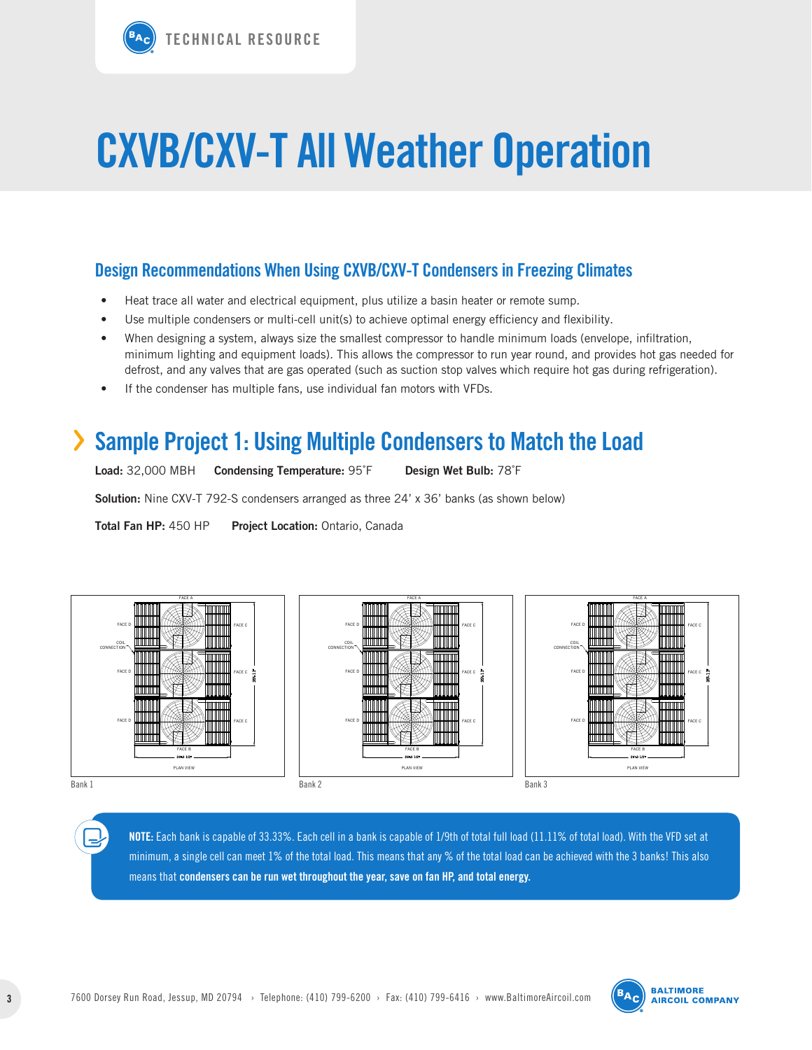# CXVB/CXV-T All Weather Operation

## Design Recommendations When Using CXVB/CXV-T Condensers in Freezing Climates

- Heat trace all water and electrical equipment, plus utilize a basin heater or remote sump.
- Use multiple condensers or multi-cell unit(s) to achieve optimal energy efficiency and flexibility.
- When designing a system, always size the smallest compressor to handle minimum loads (envelope, infiltration, minimum lighting and equipment loads). This allows the compressor to run year round, and provides hot gas needed for defrost, and any valves that are gas operated (such as suction stop valves which require hot gas during refrigeration).
- If the condenser has multiple fans, use individual fan motors with VFDs.

## Sample Project 1: Using Multiple Condensers to Match the Load

**Load:** 32,000 MBH **Condensing Temperature:** 95˚F **Design Wet Bulb:** 78˚F

**Solution:** Nine CXV-T 792-S condensers arranged as three 24' x 36' banks (as shown below)

**Total Fan HP:** 450 HP **Project Location:** Ontario, Canada

Bank 1

Bank 2

Bank 3

**NOTE:** Each bank is capable of 33.33%. Each cell in a bank is capable of 1/9th of total full load (11.11% of total load). With the VFD set at minimum, a single cell can meet 1% of the total load. This means that any % of the total load can be achieved with the 3 banks! This also means that **condensers can be run wet throughout the year, save on fan HP, and total energy.**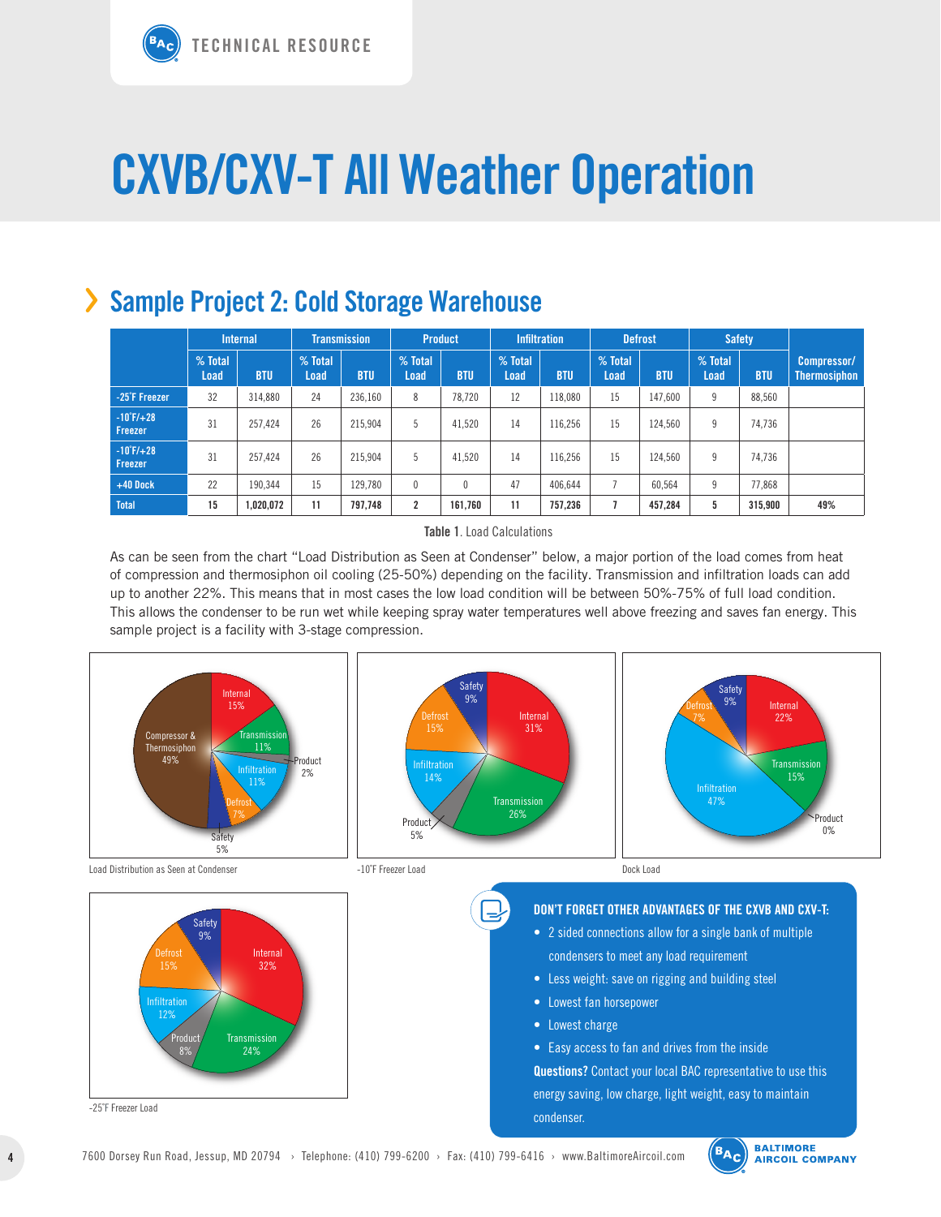TECHNICAL RESOURCE

# CXVB/CXV-T All Weather Operation

## Sample Project 2: Cold Storage Warehouse

| | Internal | | Transmission | | Product | | Infiltration | | Defrost | | Safety | | Compressor/ Thermosiphon |
|---|---|---|---|---|---|---|---|---|---|---|---|---|---|
| | % Total Load | BTU | % Total Load | BTU | % Total Load | BTU | % Total Load | BTU | % Total Load | BTU | % Total Load | BTU | |
| -25˚F Freezer | 32 | 314,880 | 24 | 236,160 | 8 | 78,720 | 12 | 118,080 | 15 | 147,600 | 9 | 88,560 | |
| -10˚F/+28 Freezer | 31 | 257,424 | 26 | 215,904 | 5 | 41,520 | 14 | 116,256 | 15 | 124,560 | 9 | 74,736 | |
| -10˚F/+28 Freezer | 31 | 257,424 | 26 | 215,904 | 5 | 41,520 | 14 | 116,256 | 15 | 124,560 | 9 | 74,736 | |
| +40 Dock | 22 | 190,344 | 15 | 129,780 | 0 | 0 | 47 | 406,644 | 7 | 60,564 | 9 | 77,868 | |
| **Total** | **15** | **1,020,072** | **11** | **797,748** | **2** | **161,760** | **11** | **757,236** | **7** | **457,284** | **5** | **315,900** | **49%** |

**Table 1**. Load Calculations

As can be seen from the chart "Load Distribution as Seen at Condenser" below, a major portion of the load comes from heat of compression and thermosiphon oil cooling (25-50%) depending on the facility. Transmission and infiltration loads can add up to another 22%. This means that in most cases the low load condition will be between 50%-75% of full load condition. This allows the condenser to be run wet while keeping spray water temperatures well above freezing and saves fan energy. This sample project is a facility with 3-stage compression.

Internal 15%
Transmission 11%
Product 2%
Infiltration 11%
Defrost 7%
Safety 5%
Compressor & Thermosiphon 49%

Load Distribution as Seen at Condenser

Safety 9%
Internal 31%
Transmission 26%
Product 5%
Infiltration 14%
Defrost 15%

-10˚F Freezer Load

Safety 9%
Internal 22%
Transmission 15%
Product 0%
Infiltration 47%
Defrost 7%

Dock Load

Safety 9%
Internal 32%
Transmission 24%
Product 8%
Infiltration 12%
Defrost 15%

-25˚F Freezer Load

**DON'T FORGET OTHER ADVANTAGES OF THE CXVB AND CXV-T:**

- 2 sided connections allow for a single bank of multiple condensers to meet any load requirement
- Less weight: save on rigging and building steel
- Lowest fan horsepower
- Lowest charge
- Easy access to fan and drives from the inside

**Questions?** Contact your local BAC representative to use this energy saving, low charge, light weight, easy to maintain condenser.

7600 Dorsey Run Road, Jessup, MD 20794 › Telephone: (410) 799-6200 › Fax: (410) 799-6416 › www.BaltimoreAircoil.com

BALTIMORE AIRCOIL COMPANY